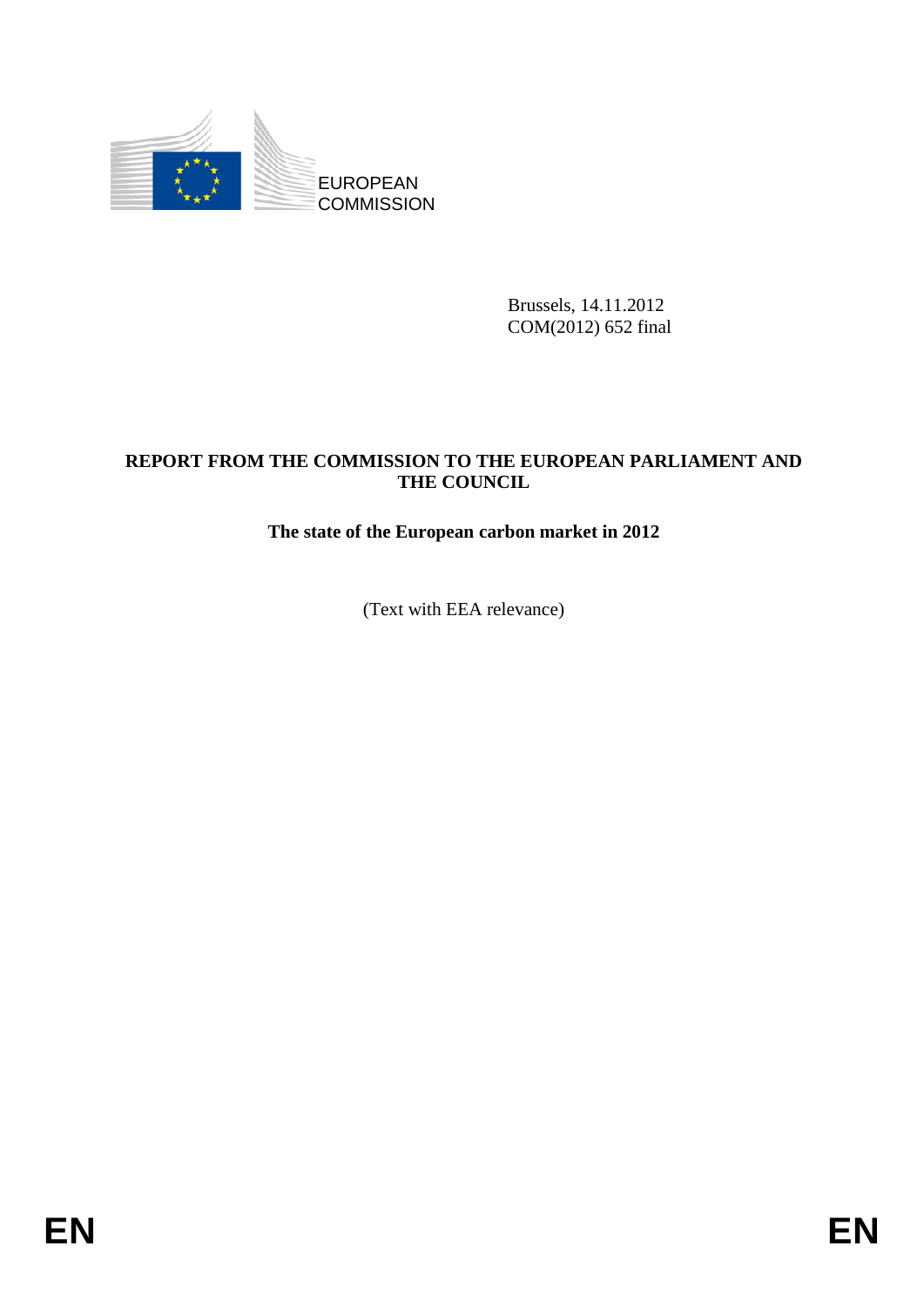EUROPEAN COMMISSION

Brussels, 14.11.2012
COM(2012) 652 final

**REPORT FROM THE COMMISSION TO THE EUROPEAN PARLIAMENT AND THE COUNCIL**

**The state of the European carbon market in 2012**

(Text with EEA relevance)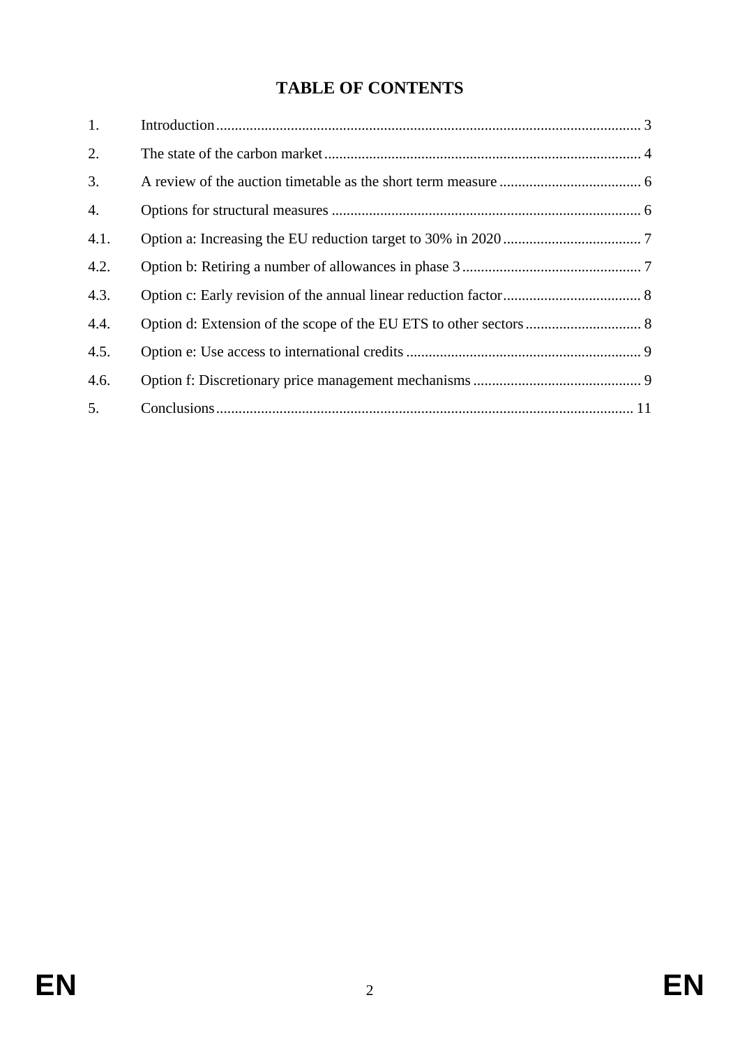# TABLE OF CONTENTS

1. Introduction ........ 3
2. The state of the carbon market ........ 4
3. A review of the auction timetable as the short term measure ........ 6
4. Options for structural measures ........ 6
4.1. Option a: Increasing the EU reduction target to 30% in 2020 ........ 7
4.2. Option b: Retiring a number of allowances in phase 3 ........ 7
4.3. Option c: Early revision of the annual linear reduction factor ........ 8
4.4. Option d: Extension of the scope of the EU ETS to other sectors ........ 8
4.5. Option e: Use access to international credits ........ 9
4.6. Option f: Discretionary price management mechanisms ........ 9
5. Conclusions ........ 11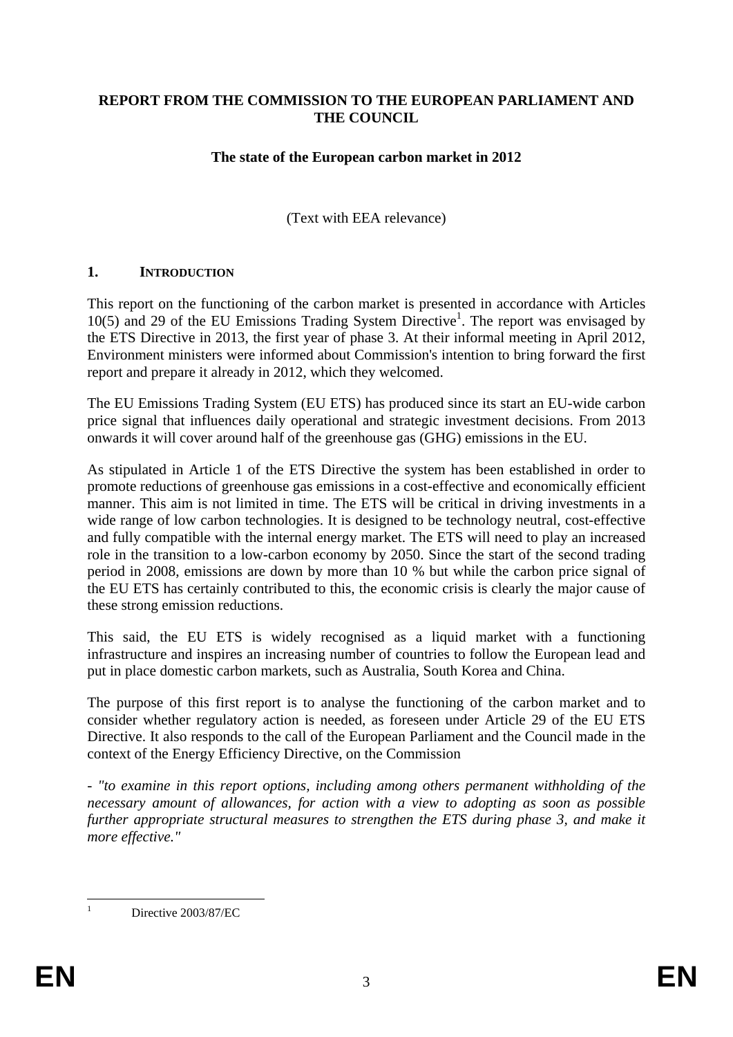**REPORT FROM THE COMMISSION TO THE EUROPEAN PARLIAMENT AND THE COUNCIL**

**The state of the European carbon market in 2012**

(Text with EEA relevance)

## 1. INTRODUCTION

This report on the functioning of the carbon market is presented in accordance with Articles 10(5) and 29 of the EU Emissions Trading System Directive[1]. The report was envisaged by the ETS Directive in 2013, the first year of phase 3. At their informal meeting in April 2012, Environment ministers were informed about Commission's intention to bring forward the first report and prepare it already in 2012, which they welcomed.

The EU Emissions Trading System (EU ETS) has produced since its start an EU-wide carbon price signal that influences daily operational and strategic investment decisions. From 2013 onwards it will cover around half of the greenhouse gas (GHG) emissions in the EU.

As stipulated in Article 1 of the ETS Directive the system has been established in order to promote reductions of greenhouse gas emissions in a cost-effective and economically efficient manner. This aim is not limited in time. The ETS will be critical in driving investments in a wide range of low carbon technologies. It is designed to be technology neutral, cost-effective and fully compatible with the internal energy market. The ETS will need to play an increased role in the transition to a low-carbon economy by 2050. Since the start of the second trading period in 2008, emissions are down by more than 10 % but while the carbon price signal of the EU ETS has certainly contributed to this, the economic crisis is clearly the major cause of these strong emission reductions.

This said, the EU ETS is widely recognised as a liquid market with a functioning infrastructure and inspires an increasing number of countries to follow the European lead and put in place domestic carbon markets, such as Australia, South Korea and China.

The purpose of this first report is to analyse the functioning of the carbon market and to consider whether regulatory action is needed, as foreseen under Article 29 of the EU ETS Directive. It also responds to the call of the European Parliament and the Council made in the context of the Energy Efficiency Directive, on the Commission

- *"to examine in this report options, including among others permanent withholding of the necessary amount of allowances, for action with a view to adopting as soon as possible further appropriate structural measures to strengthen the ETS during phase 3, and make it more effective."*

---

[1] Directive 2003/87/EC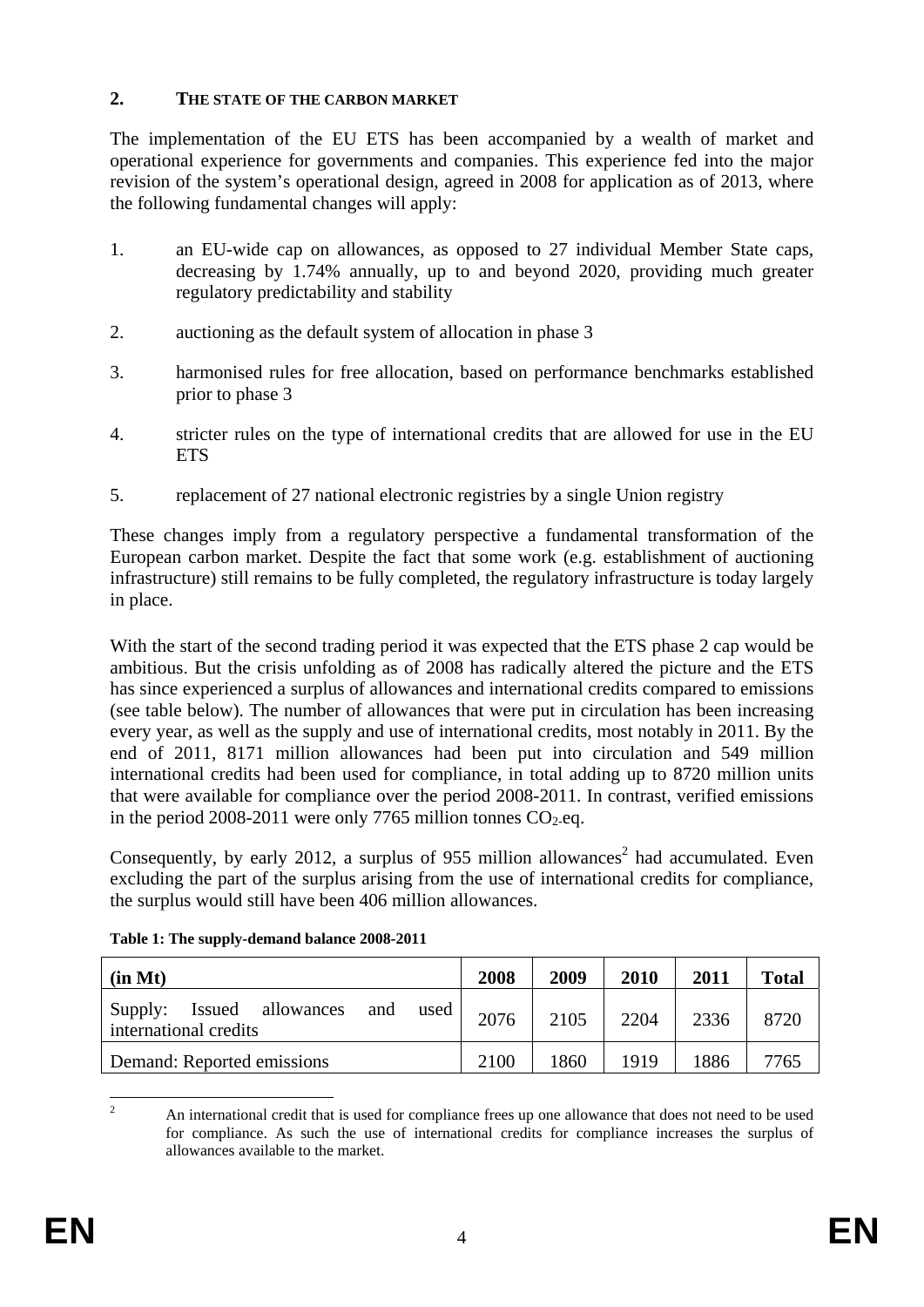## 2. THE STATE OF THE CARBON MARKET

The implementation of the EU ETS has been accompanied by a wealth of market and operational experience for governments and companies. This experience fed into the major revision of the system's operational design, agreed in 2008 for application as of 2013, where the following fundamental changes will apply:

1. an EU-wide cap on allowances, as opposed to 27 individual Member State caps, decreasing by 1.74% annually, up to and beyond 2020, providing much greater regulatory predictability and stability
2. auctioning as the default system of allocation in phase 3
3. harmonised rules for free allocation, based on performance benchmarks established prior to phase 3
4. stricter rules on the type of international credits that are allowed for use in the EU ETS
5. replacement of 27 national electronic registries by a single Union registry

These changes imply from a regulatory perspective a fundamental transformation of the European carbon market. Despite the fact that some work (e.g. establishment of auctioning infrastructure) still remains to be fully completed, the regulatory infrastructure is today largely in place.

With the start of the second trading period it was expected that the ETS phase 2 cap would be ambitious. But the crisis unfolding as of 2008 has radically altered the picture and the ETS has since experienced a surplus of allowances and international credits compared to emissions (see table below). The number of allowances that were put in circulation has been increasing every year, as well as the supply and use of international credits, most notably in 2011. By the end of 2011, 8171 million allowances had been put into circulation and 549 million international credits had been used for compliance, in total adding up to 8720 million units that were available for compliance over the period 2008-2011. In contrast, verified emissions in the period 2008-2011 were only 7765 million tonnes $CO_2$-eq.

Consequently, by early 2012, a surplus of 955 million allowances[2] had accumulated. Even excluding the part of the surplus arising from the use of international credits for compliance, the surplus would still have been 406 million allowances.

**Table 1: The supply-demand balance 2008-2011**

| (in Mt) | 2008 | 2009 | 2010 | 2011 | Total |
|---|---|---|---|---|---|
| Supply: Issued allowances and used international credits | 2076 | 2105 | 2204 | 2336 | 8720 |
| Demand: Reported emissions | 2100 | 1860 | 1919 | 1886 | 7765 |

[2] An international credit that is used for compliance frees up one allowance that does not need to be used for compliance. As such the use of international credits for compliance increases the surplus of allowances available to the market.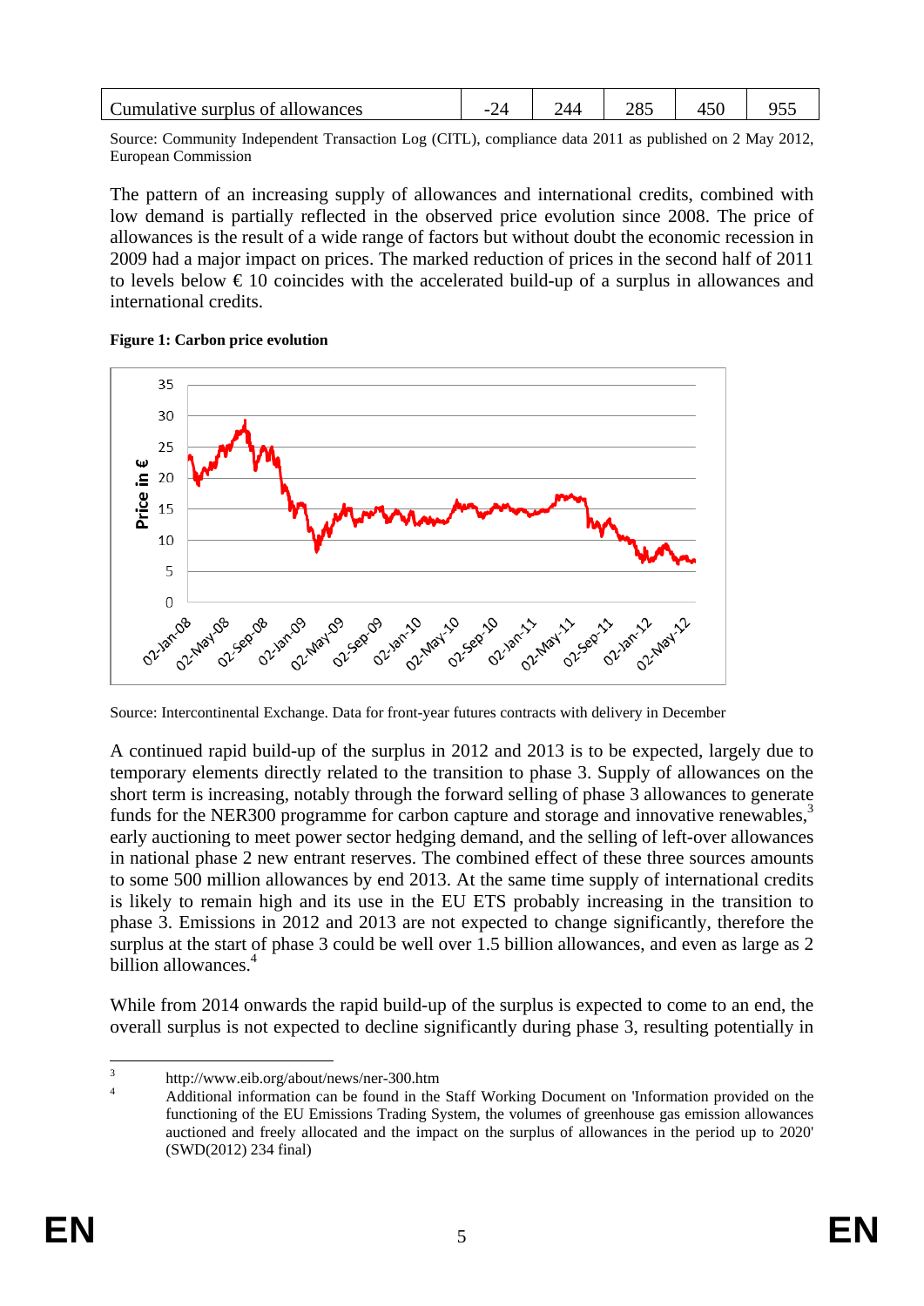| Cumulative surplus of allowances | -24 | 244 | 285 | 450 | 955 |
|---|---|---|---|---|---|

Source: Community Independent Transaction Log (CITL), compliance data 2011 as published on 2 May 2012, European Commission

The pattern of an increasing supply of allowances and international credits, combined with low demand is partially reflected in the observed price evolution since 2008. The price of allowances is the result of a wide range of factors but without doubt the economic recession in 2009 had a major impact on prices. The marked reduction of prices in the second half of 2011 to levels below € 10 coincides with the accelerated build-up of a surplus in allowances and international credits.

**Figure 1: Carbon price evolution**

Source: Intercontinental Exchange. Data for front-year futures contracts with delivery in December

A continued rapid build-up of the surplus in 2012 and 2013 is to be expected, largely due to temporary elements directly related to the transition to phase 3. Supply of allowances on the short term is increasing, notably through the forward selling of phase 3 allowances to generate funds for the NER300 programme for carbon capture and storage and innovative renewables,[3] early auctioning to meet power sector hedging demand, and the selling of left-over allowances in national phase 2 new entrant reserves. The combined effect of these three sources amounts to some 500 million allowances by end 2013. At the same time supply of international credits is likely to remain high and its use in the EU ETS probably increasing in the transition to phase 3. Emissions in 2012 and 2013 are not expected to change significantly, therefore the surplus at the start of phase 3 could be well over 1.5 billion allowances, and even as large as 2 billion allowances.[4]

While from 2014 onwards the rapid build-up of the surplus is expected to come to an end, the overall surplus is not expected to decline significantly during phase 3, resulting potentially in

[3] http://www.eib.org/about/news/ner-300.htm

[4] Additional information can be found in the Staff Working Document on 'Information provided on the functioning of the EU Emissions Trading System, the volumes of greenhouse gas emission allowances auctioned and freely allocated and the impact on the surplus of allowances in the period up to 2020' (SWD(2012) 234 final)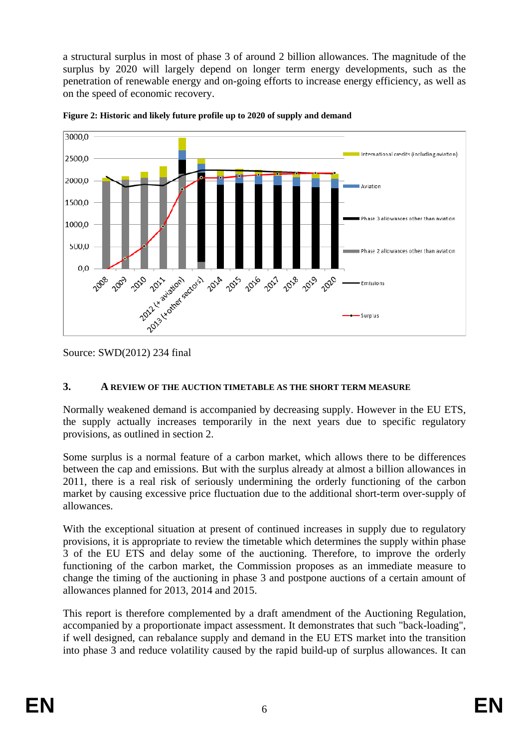a structural surplus in most of phase 3 of around 2 billion allowances. The magnitude of the surplus by 2020 will largely depend on longer term energy developments, such as the penetration of renewable energy and on-going efforts to increase energy efficiency, as well as on the speed of economic recovery.

**Figure 2: Historic and likely future profile up to 2020 of supply and demand**

Source: SWD(2012) 234 final

## 3. A REVIEW OF THE AUCTION TIMETABLE AS THE SHORT TERM MEASURE

Normally weakened demand is accompanied by decreasing supply. However in the EU ETS, the supply actually increases temporarily in the next years due to specific regulatory provisions, as outlined in section 2.

Some surplus is a normal feature of a carbon market, which allows there to be differences between the cap and emissions. But with the surplus already at almost a billion allowances in 2011, there is a real risk of seriously undermining the orderly functioning of the carbon market by causing excessive price fluctuation due to the additional short-term over-supply of allowances.

With the exceptional situation at present of continued increases in supply due to regulatory provisions, it is appropriate to review the timetable which determines the supply within phase 3 of the EU ETS and delay some of the auctioning. Therefore, to improve the orderly functioning of the carbon market, the Commission proposes as an immediate measure to change the timing of the auctioning in phase 3 and postpone auctions of a certain amount of allowances planned for 2013, 2014 and 2015.

This report is therefore complemented by a draft amendment of the Auctioning Regulation, accompanied by a proportionate impact assessment. It demonstrates that such "back-loading", if well designed, can rebalance supply and demand in the EU ETS market into the transition into phase 3 and reduce volatility caused by the rapid build-up of surplus allowances. It can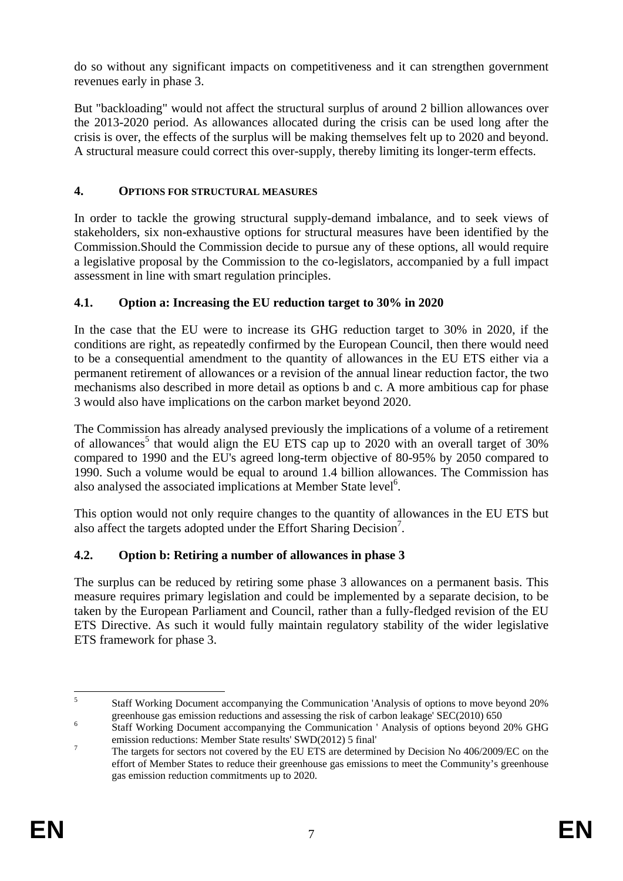do so without any significant impacts on competitiveness and it can strengthen government revenues early in phase 3.

But "backloading" would not affect the structural surplus of around 2 billion allowances over the 2013-2020 period. As allowances allocated during the crisis can be used long after the crisis is over, the effects of the surplus will be making themselves felt up to 2020 and beyond. A structural measure could correct this over-supply, thereby limiting its longer-term effects.

## 4. OPTIONS FOR STRUCTURAL MEASURES

In order to tackle the growing structural supply-demand imbalance, and to seek views of stakeholders, six non-exhaustive options for structural measures have been identified by the Commission.Should the Commission decide to pursue any of these options, all would require a legislative proposal by the Commission to the co-legislators, accompanied by a full impact assessment in line with smart regulation principles.

### 4.1. Option a: Increasing the EU reduction target to 30% in 2020

In the case that the EU were to increase its GHG reduction target to 30% in 2020, if the conditions are right, as repeatedly confirmed by the European Council, then there would need to be a consequential amendment to the quantity of allowances in the EU ETS either via a permanent retirement of allowances or a revision of the annual linear reduction factor, the two mechanisms also described in more detail as options b and c. A more ambitious cap for phase 3 would also have implications on the carbon market beyond 2020.

The Commission has already analysed previously the implications of a volume of a retirement of allowances[5] that would align the EU ETS cap up to 2020 with an overall target of 30% compared to 1990 and the EU's agreed long-term objective of 80-95% by 2050 compared to 1990. Such a volume would be equal to around 1.4 billion allowances. The Commission has also analysed the associated implications at Member State level[6].

This option would not only require changes to the quantity of allowances in the EU ETS but also affect the targets adopted under the Effort Sharing Decision[7].

### 4.2. Option b: Retiring a number of allowances in phase 3

The surplus can be reduced by retiring some phase 3 allowances on a permanent basis. This measure requires primary legislation and could be implemented by a separate decision, to be taken by the European Parliament and Council, rather than a fully-fledged revision of the EU ETS Directive. As such it would fully maintain regulatory stability of the wider legislative ETS framework for phase 3.

---

[5] Staff Working Document accompanying the Communication 'Analysis of options to move beyond 20% greenhouse gas emission reductions and assessing the risk of carbon leakage' SEC(2010) 650

[6] Staff Working Document accompanying the Communication ' Analysis of options beyond 20% GHG emission reductions: Member State results' SWD(2012) 5 final'

[7] The targets for sectors not covered by the EU ETS are determined by Decision No 406/2009/EC on the effort of Member States to reduce their greenhouse gas emissions to meet the Community's greenhouse gas emission reduction commitments up to 2020.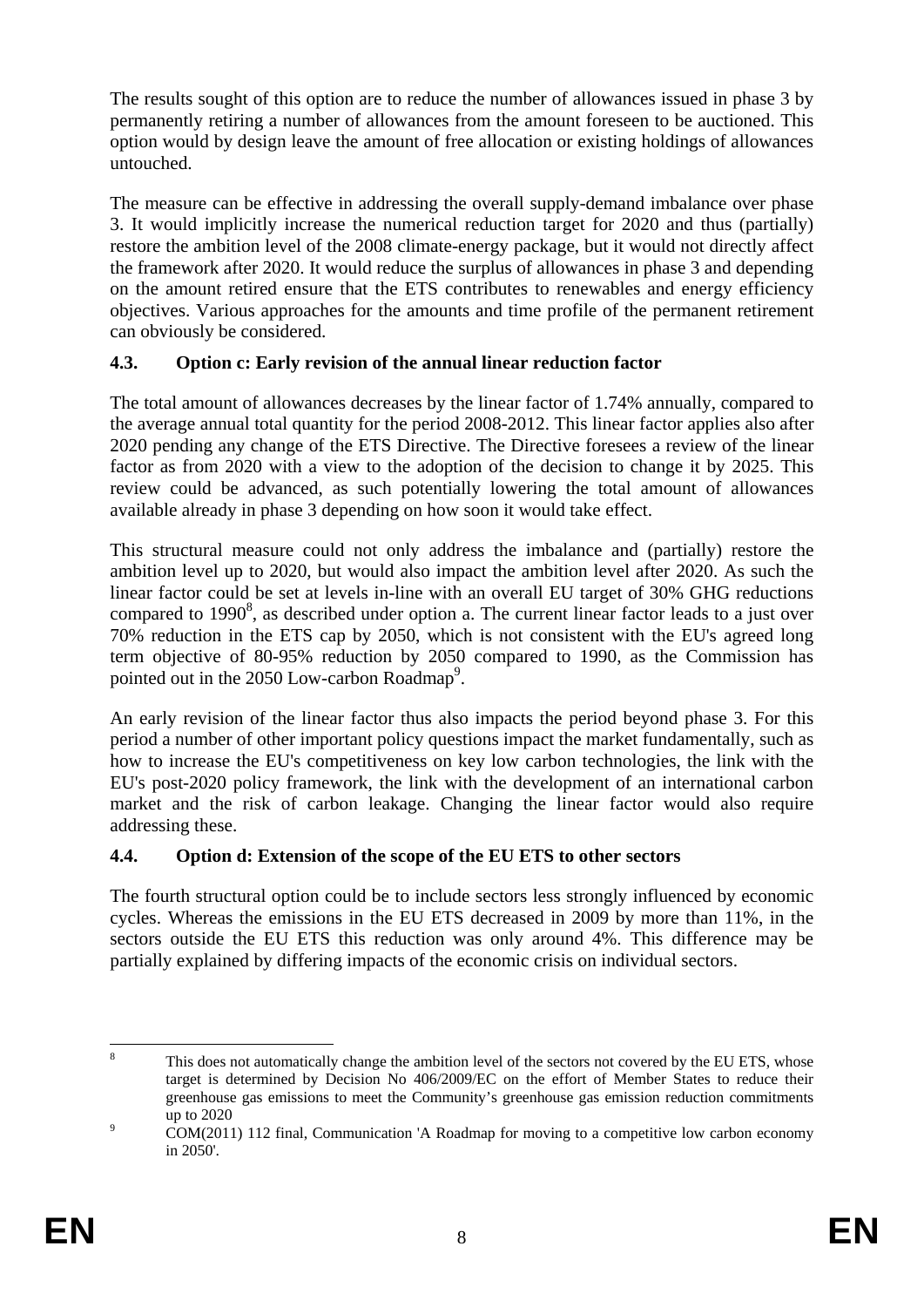The results sought of this option are to reduce the number of allowances issued in phase 3 by permanently retiring a number of allowances from the amount foreseen to be auctioned. This option would by design leave the amount of free allocation or existing holdings of allowances untouched.

The measure can be effective in addressing the overall supply-demand imbalance over phase 3. It would implicitly increase the numerical reduction target for 2020 and thus (partially) restore the ambition level of the 2008 climate-energy package, but it would not directly affect the framework after 2020. It would reduce the surplus of allowances in phase 3 and depending on the amount retired ensure that the ETS contributes to renewables and energy efficiency objectives. Various approaches for the amounts and time profile of the permanent retirement can obviously be considered.

### 4.3. Option c: Early revision of the annual linear reduction factor

The total amount of allowances decreases by the linear factor of 1.74% annually, compared to the average annual total quantity for the period 2008-2012. This linear factor applies also after 2020 pending any change of the ETS Directive. The Directive foresees a review of the linear factor as from 2020 with a view to the adoption of the decision to change it by 2025. This review could be advanced, as such potentially lowering the total amount of allowances available already in phase 3 depending on how soon it would take effect.

This structural measure could not only address the imbalance and (partially) restore the ambition level up to 2020, but would also impact the ambition level after 2020. As such the linear factor could be set at levels in-line with an overall EU target of 30% GHG reductions compared to 1990[8], as described under option a. The current linear factor leads to a just over 70% reduction in the ETS cap by 2050, which is not consistent with the EU's agreed long term objective of 80-95% reduction by 2050 compared to 1990, as the Commission has pointed out in the 2050 Low-carbon Roadmap[9].

An early revision of the linear factor thus also impacts the period beyond phase 3. For this period a number of other important policy questions impact the market fundamentally, such as how to increase the EU's competitiveness on key low carbon technologies, the link with the EU's post-2020 policy framework, the link with the development of an international carbon market and the risk of carbon leakage. Changing the linear factor would also require addressing these.

### 4.4. Option d: Extension of the scope of the EU ETS to other sectors

The fourth structural option could be to include sectors less strongly influenced by economic cycles. Whereas the emissions in the EU ETS decreased in 2009 by more than 11%, in the sectors outside the EU ETS this reduction was only around 4%. This difference may be partially explained by differing impacts of the economic crisis on individual sectors.

---

[8] This does not automatically change the ambition level of the sectors not covered by the EU ETS, whose target is determined by Decision No 406/2009/EC on the effort of Member States to reduce their greenhouse gas emissions to meet the Community's greenhouse gas emission reduction commitments up to 2020

[9] COM(2011) 112 final, Communication 'A Roadmap for moving to a competitive low carbon economy in 2050'.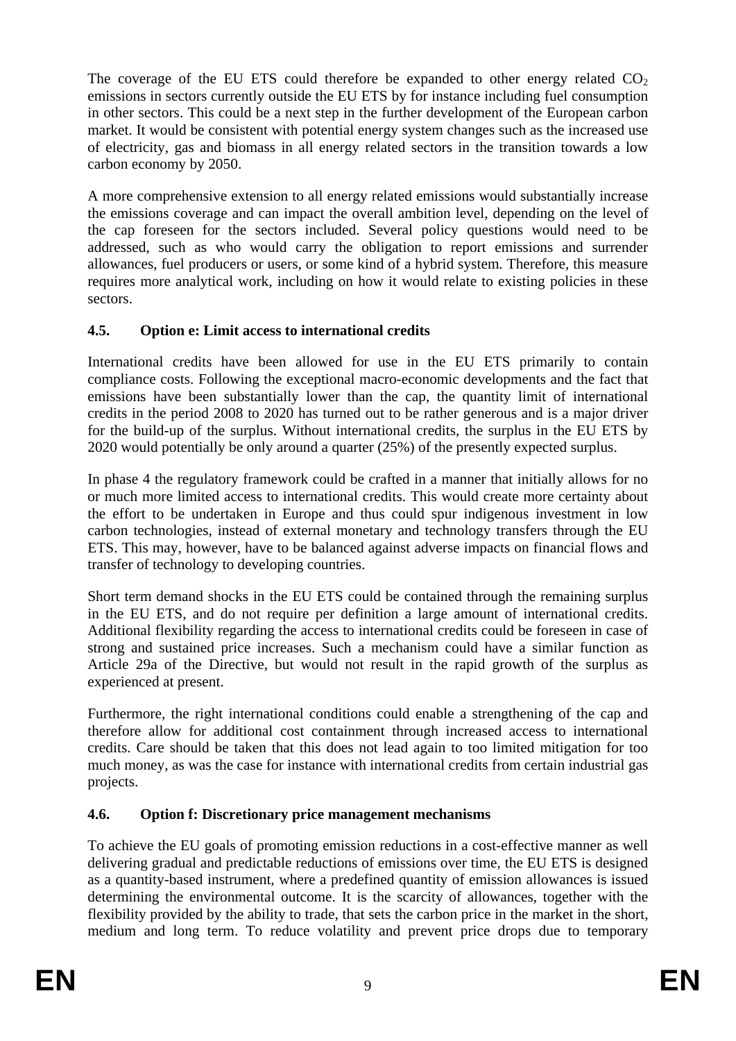The coverage of the EU ETS could therefore be expanded to other energy related $CO_2$ emissions in sectors currently outside the EU ETS by for instance including fuel consumption in other sectors. This could be a next step in the further development of the European carbon market. It would be consistent with potential energy system changes such as the increased use of electricity, gas and biomass in all energy related sectors in the transition towards a low carbon economy by 2050.

A more comprehensive extension to all energy related emissions would substantially increase the emissions coverage and can impact the overall ambition level, depending on the level of the cap foreseen for the sectors included. Several policy questions would need to be addressed, such as who would carry the obligation to report emissions and surrender allowances, fuel producers or users, or some kind of a hybrid system. Therefore, this measure requires more analytical work, including on how it would relate to existing policies in these sectors.

### 4.5. Option e: Limit access to international credits

International credits have been allowed for use in the EU ETS primarily to contain compliance costs. Following the exceptional macro-economic developments and the fact that emissions have been substantially lower than the cap, the quantity limit of international credits in the period 2008 to 2020 has turned out to be rather generous and is a major driver for the build-up of the surplus. Without international credits, the surplus in the EU ETS by 2020 would potentially be only around a quarter (25%) of the presently expected surplus.

In phase 4 the regulatory framework could be crafted in a manner that initially allows for no or much more limited access to international credits. This would create more certainty about the effort to be undertaken in Europe and thus could spur indigenous investment in low carbon technologies, instead of external monetary and technology transfers through the EU ETS. This may, however, have to be balanced against adverse impacts on financial flows and transfer of technology to developing countries.

Short term demand shocks in the EU ETS could be contained through the remaining surplus in the EU ETS, and do not require per definition a large amount of international credits. Additional flexibility regarding the access to international credits could be foreseen in case of strong and sustained price increases. Such a mechanism could have a similar function as Article 29a of the Directive, but would not result in the rapid growth of the surplus as experienced at present.

Furthermore, the right international conditions could enable a strengthening of the cap and therefore allow for additional cost containment through increased access to international credits. Care should be taken that this does not lead again to too limited mitigation for too much money, as was the case for instance with international credits from certain industrial gas projects.

### 4.6. Option f: Discretionary price management mechanisms

To achieve the EU goals of promoting emission reductions in a cost-effective manner as well delivering gradual and predictable reductions of emissions over time, the EU ETS is designed as a quantity-based instrument, where a predefined quantity of emission allowances is issued determining the environmental outcome. It is the scarcity of allowances, together with the flexibility provided by the ability to trade, that sets the carbon price in the market in the short, medium and long term. To reduce volatility and prevent price drops due to temporary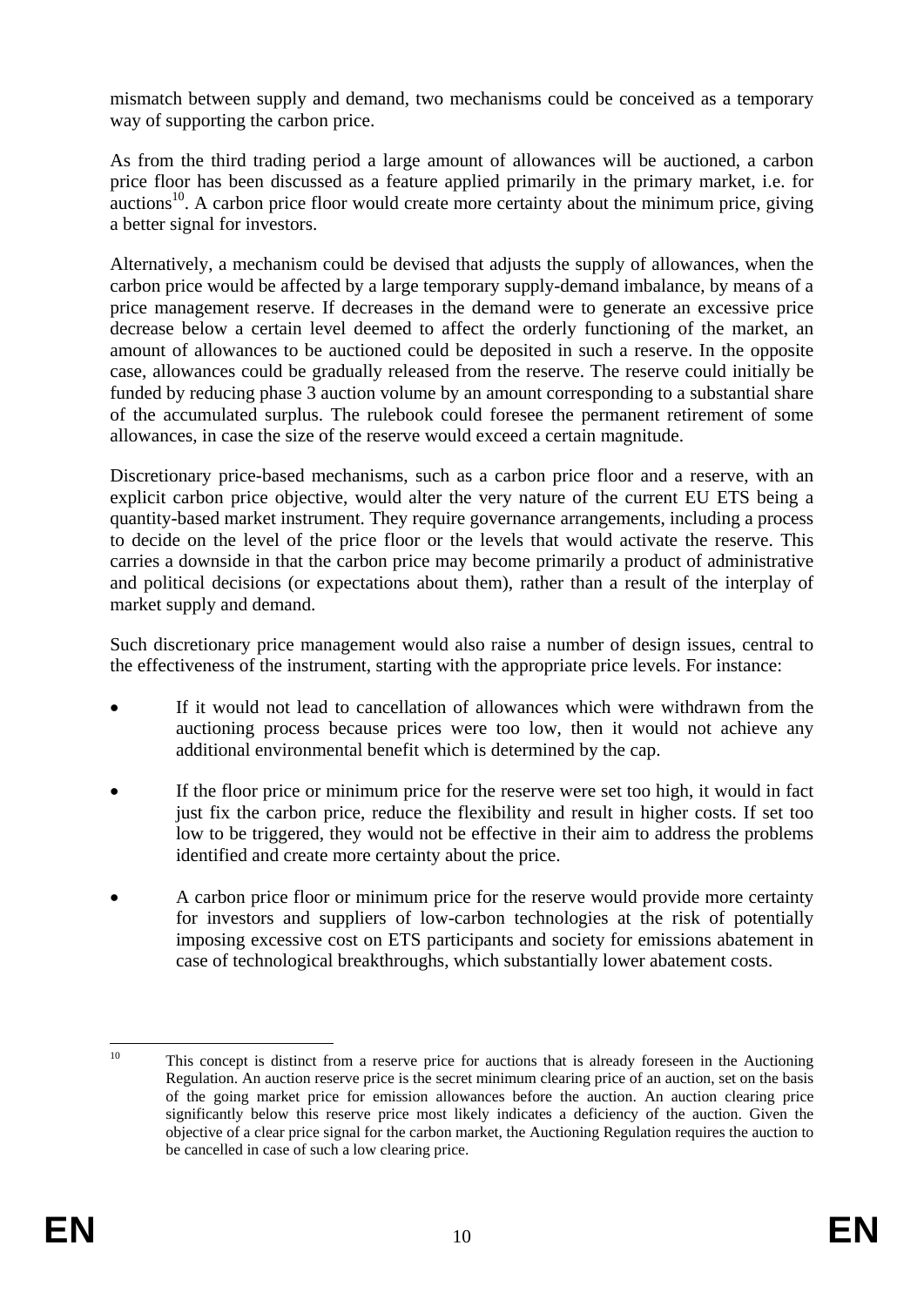mismatch between supply and demand, two mechanisms could be conceived as a temporary way of supporting the carbon price.

As from the third trading period a large amount of allowances will be auctioned, a carbon price floor has been discussed as a feature applied primarily in the primary market, i.e. for auctions[10]. A carbon price floor would create more certainty about the minimum price, giving a better signal for investors.

Alternatively, a mechanism could be devised that adjusts the supply of allowances, when the carbon price would be affected by a large temporary supply-demand imbalance, by means of a price management reserve. If decreases in the demand were to generate an excessive price decrease below a certain level deemed to affect the orderly functioning of the market, an amount of allowances to be auctioned could be deposited in such a reserve. In the opposite case, allowances could be gradually released from the reserve. The reserve could initially be funded by reducing phase 3 auction volume by an amount corresponding to a substantial share of the accumulated surplus. The rulebook could foresee the permanent retirement of some allowances, in case the size of the reserve would exceed a certain magnitude.

Discretionary price-based mechanisms, such as a carbon price floor and a reserve, with an explicit carbon price objective, would alter the very nature of the current EU ETS being a quantity-based market instrument. They require governance arrangements, including a process to decide on the level of the price floor or the levels that would activate the reserve. This carries a downside in that the carbon price may become primarily a product of administrative and political decisions (or expectations about them), rather than a result of the interplay of market supply and demand.

Such discretionary price management would also raise a number of design issues, central to the effectiveness of the instrument, starting with the appropriate price levels. For instance:

- If it would not lead to cancellation of allowances which were withdrawn from the auctioning process because prices were too low, then it would not achieve any additional environmental benefit which is determined by the cap.
- If the floor price or minimum price for the reserve were set too high, it would in fact just fix the carbon price, reduce the flexibility and result in higher costs. If set too low to be triggered, they would not be effective in their aim to address the problems identified and create more certainty about the price.
- A carbon price floor or minimum price for the reserve would provide more certainty for investors and suppliers of low-carbon technologies at the risk of potentially imposing excessive cost on ETS participants and society for emissions abatement in case of technological breakthroughs, which substantially lower abatement costs.

---

[10] This concept is distinct from a reserve price for auctions that is already foreseen in the Auctioning Regulation. An auction reserve price is the secret minimum clearing price of an auction, set on the basis of the going market price for emission allowances before the auction. An auction clearing price significantly below this reserve price most likely indicates a deficiency of the auction. Given the objective of a clear price signal for the carbon market, the Auctioning Regulation requires the auction to be cancelled in case of such a low clearing price.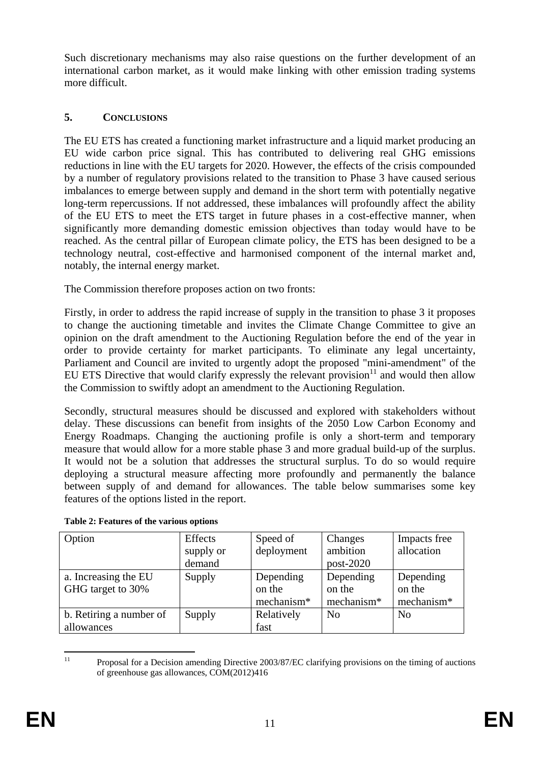Such discretionary mechanisms may also raise questions on the further development of an international carbon market, as it would make linking with other emission trading systems more difficult.

## 5. CONCLUSIONS

The EU ETS has created a functioning market infrastructure and a liquid market producing an EU wide carbon price signal. This has contributed to delivering real GHG emissions reductions in line with the EU targets for 2020. However, the effects of the crisis compounded by a number of regulatory provisions related to the transition to Phase 3 have caused serious imbalances to emerge between supply and demand in the short term with potentially negative long-term repercussions. If not addressed, these imbalances will profoundly affect the ability of the EU ETS to meet the ETS target in future phases in a cost-effective manner, when significantly more demanding domestic emission objectives than today would have to be reached. As the central pillar of European climate policy, the ETS has been designed to be a technology neutral, cost-effective and harmonised component of the internal market and, notably, the internal energy market.

The Commission therefore proposes action on two fronts:

Firstly, in order to address the rapid increase of supply in the transition to phase 3 it proposes to change the auctioning timetable and invites the Climate Change Committee to give an opinion on the draft amendment to the Auctioning Regulation before the end of the year in order to provide certainty for market participants. To eliminate any legal uncertainty, Parliament and Council are invited to urgently adopt the proposed "mini-amendment" of the EU ETS Directive that would clarify expressly the relevant provision[11] and would then allow the Commission to swiftly adopt an amendment to the Auctioning Regulation.

Secondly, structural measures should be discussed and explored with stakeholders without delay. These discussions can benefit from insights of the 2050 Low Carbon Economy and Energy Roadmaps. Changing the auctioning profile is only a short-term and temporary measure that would allow for a more stable phase 3 and more gradual build-up of the surplus. It would not be a solution that addresses the structural surplus. To do so would require deploying a structural measure affecting more profoundly and permanently the balance between supply of and demand for allowances. The table below summarises some key features of the options listed in the report.

**Table 2: Features of the various options**

| Option | Effects supply or demand | Speed of deployment | Changes ambition post-2020 | Impacts free allocation |
|---|---|---|---|---|
| a. Increasing the EU GHG target to 30% | Supply | Depending on the mechanism* | Depending on the mechanism* | Depending on the mechanism* |
| b. Retiring a number of allowances | Supply | Relatively fast | No | No |

[11] Proposal for a Decision amending Directive 2003/87/EC clarifying provisions on the timing of auctions of greenhouse gas allowances, COM(2012)416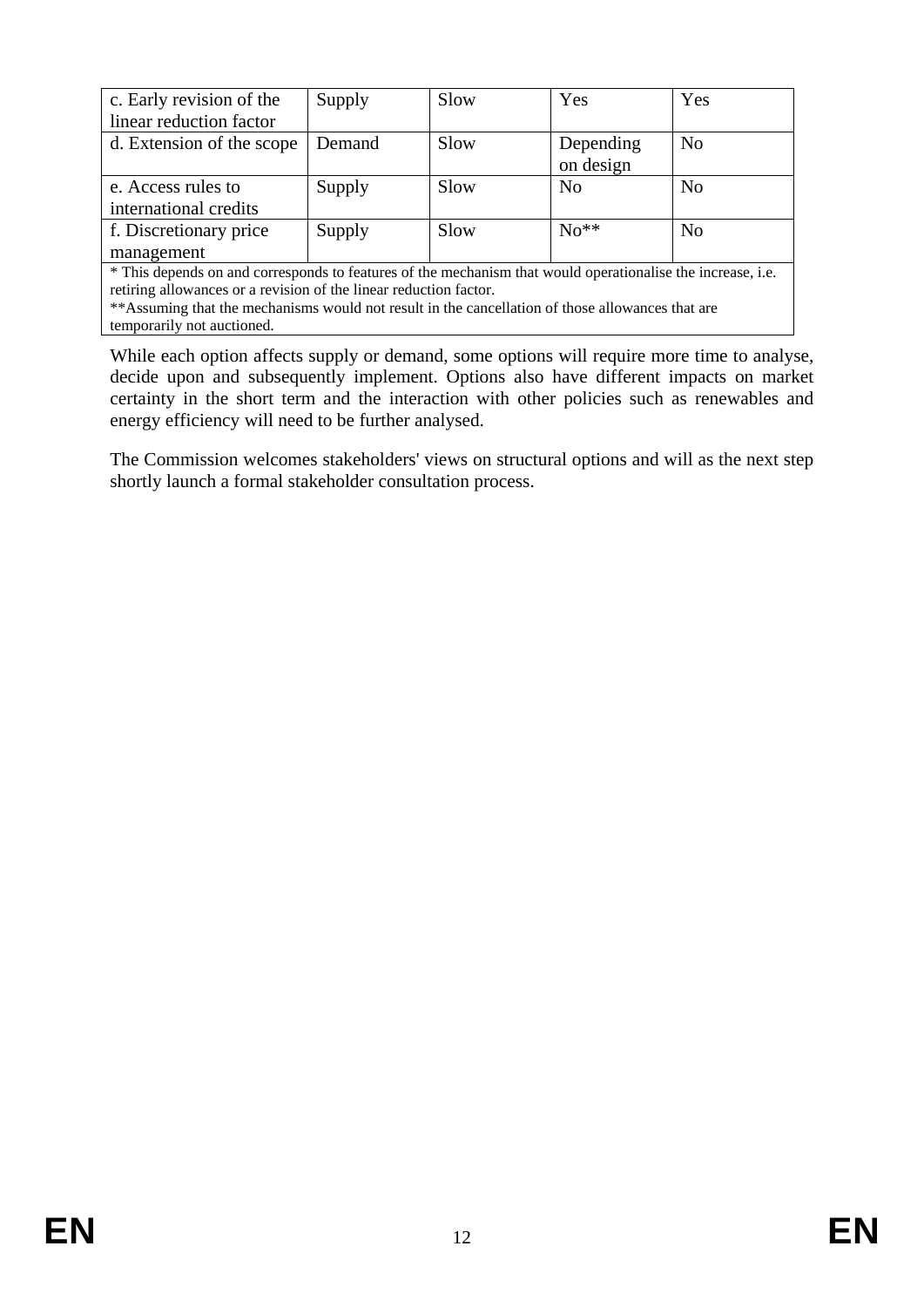| | | | | |
|---|---|---|---|---|
| c. Early revision of the linear reduction factor | Supply | Slow | Yes | Yes |
| d. Extension of the scope | Demand | Slow | Depending on design | No |
| e. Access rules to international credits | Supply | Slow | No | No |
| f. Discretionary price management | Supply | Slow | No** | No |

* This depends on and corresponds to features of the mechanism that would operationalise the increase, i.e. retiring allowances or a revision of the linear reduction factor.

**Assuming that the mechanisms would not result in the cancellation of those allowances that are temporarily not auctioned.

While each option affects supply or demand, some options will require more time to analyse, decide upon and subsequently implement. Options also have different impacts on market certainty in the short term and the interaction with other policies such as renewables and energy efficiency will need to be further analysed.

The Commission welcomes stakeholders' views on structural options and will as the next step shortly launch a formal stakeholder consultation process.